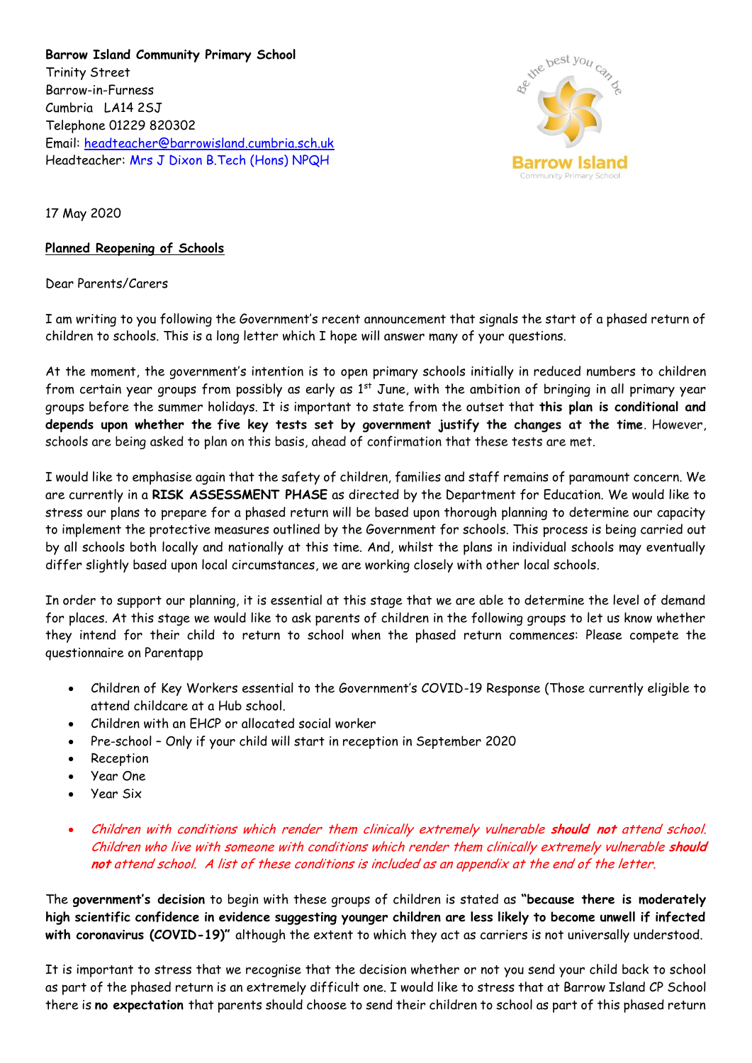**Barrow Island Community Primary School**
Trinity Street
Barrow-in-Furness
Cumbria LA14 2SJ
Telephone 01229 820302
Email: headteacher@barrowisland.cumbria.sch.uk
Headteacher: Mrs J Dixon B.Tech (Hons) NPQH

17 May 2020

**Planned Reopening of Schools**

Dear Parents/Carers

I am writing to you following the Government's recent announcement that signals the start of a phased return of children to schools. This is a long letter which I hope will answer many of your questions.

At the moment, the government's intention is to open primary schools initially in reduced numbers to children from certain year groups from possibly as early as 1st June, with the ambition of bringing in all primary year groups before the summer holidays. It is important to state from the outset that **this plan is conditional and depends upon whether the five key tests set by government justify the changes at the time**. However, schools are being asked to plan on this basis, ahead of confirmation that these tests are met.

I would like to emphasise again that the safety of children, families and staff remains of paramount concern. We are currently in a **RISK ASSESSMENT PHASE** as directed by the Department for Education. We would like to stress our plans to prepare for a phased return will be based upon thorough planning to determine our capacity to implement the protective measures outlined by the Government for schools. This process is being carried out by all schools both locally and nationally at this time. And, whilst the plans in individual schools may eventually differ slightly based upon local circumstances, we are working closely with other local schools.

In order to support our planning, it is essential at this stage that we are able to determine the level of demand for places. At this stage we would like to ask parents of children in the following groups to let us know whether they intend for their child to return to school when the phased return commences: Please compete the questionnaire on Parentapp

- Children of Key Workers essential to the Government's COVID-19 Response (Those currently eligible to attend childcare at a Hub school.
- Children with an EHCP or allocated social worker
- Pre-school – Only if your child will start in reception in September 2020
- Reception
- Year One
- Year Six

- *Children with conditions which render them clinically extremely vulnerable **should not** attend school. Children who live with someone with conditions which render them clinically extremely vulnerable **should not** attend school. A list of these conditions is included as an appendix at the end of the letter.*

The **government's decision** to begin with these groups of children is stated as **"because there is moderately high scientific confidence in evidence suggesting younger children are less likely to become unwell if infected with coronavirus (COVID-19)"** although the extent to which they act as carriers is not universally understood.

It is important to stress that we recognise that the decision whether or not you send your child back to school as part of the phased return is an extremely difficult one. I would like to stress that at Barrow Island CP School there is **no expectation** that parents should choose to send their children to school as part of this phased return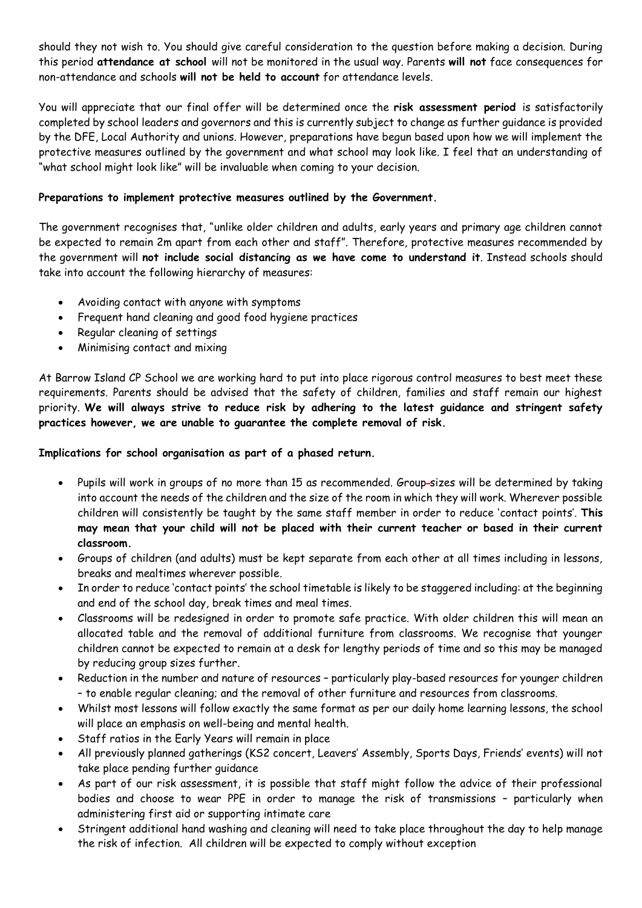should they not wish to. You should give careful consideration to the question before making a decision. During this period **attendance at school** will not be monitored in the usual way. Parents **will not** face consequences for non-attendance and schools **will not be held to account** for attendance levels.

You will appreciate that our final offer will be determined once the **risk assessment period** is satisfactorily completed by school leaders and governors and this is currently subject to change as further guidance is provided by the DFE, Local Authority and unions. However, preparations have begun based upon how we will implement the protective measures outlined by the government and what school may look like. I feel that an understanding of "what school might look like" will be invaluable when coming to your decision.

**Preparations to implement protective measures outlined by the Government.**

The government recognises that, "unlike older children and adults, early years and primary age children cannot be expected to remain 2m apart from each other and staff". Therefore, protective measures recommended by the government will **not include social distancing as we have come to understand it**. Instead schools should take into account the following hierarchy of measures:

- Avoiding contact with anyone with symptoms
- Frequent hand cleaning and good food hygiene practices
- Regular cleaning of settings
- Minimising contact and mixing

At Barrow Island CP School we are working hard to put into place rigorous control measures to best meet these requirements. Parents should be advised that the safety of children, families and staff remain our highest priority. **We will always strive to reduce risk by adhering to the latest guidance and stringent safety practices however, we are unable to guarantee the complete removal of risk.**

**Implications for school organisation as part of a phased return.**

- Pupils will work in groups of no more than 15 as recommended. Group-sizes will be determined by taking into account the needs of the children and the size of the room in which they will work. Wherever possible children will consistently be taught by the same staff member in order to reduce 'contact points'. **This may mean that your child will not be placed with their current teacher or based in their current classroom.**
- Groups of children (and adults) must be kept separate from each other at all times including in lessons, breaks and mealtimes wherever possible.
- In order to reduce 'contact points' the school timetable is likely to be staggered including: at the beginning and end of the school day, break times and meal times.
- Classrooms will be redesigned in order to promote safe practice. With older children this will mean an allocated table and the removal of additional furniture from classrooms. We recognise that younger children cannot be expected to remain at a desk for lengthy periods of time and so this may be managed by reducing group sizes further.
- Reduction in the number and nature of resources – particularly play-based resources for younger children – to enable regular cleaning; and the removal of other furniture and resources from classrooms.
- Whilst most lessons will follow exactly the same format as per our daily home learning lessons, the school will place an emphasis on well-being and mental health.
- Staff ratios in the Early Years will remain in place
- All previously planned gatherings (KS2 concert, Leavers' Assembly, Sports Days, Friends' events) will not take place pending further guidance
- As part of our risk assessment, it is possible that staff might follow the advice of their professional bodies and choose to wear PPE in order to manage the risk of transmissions – particularly when administering first aid or supporting intimate care
- Stringent additional hand washing and cleaning will need to take place throughout the day to help manage the risk of infection. All children will be expected to comply without exception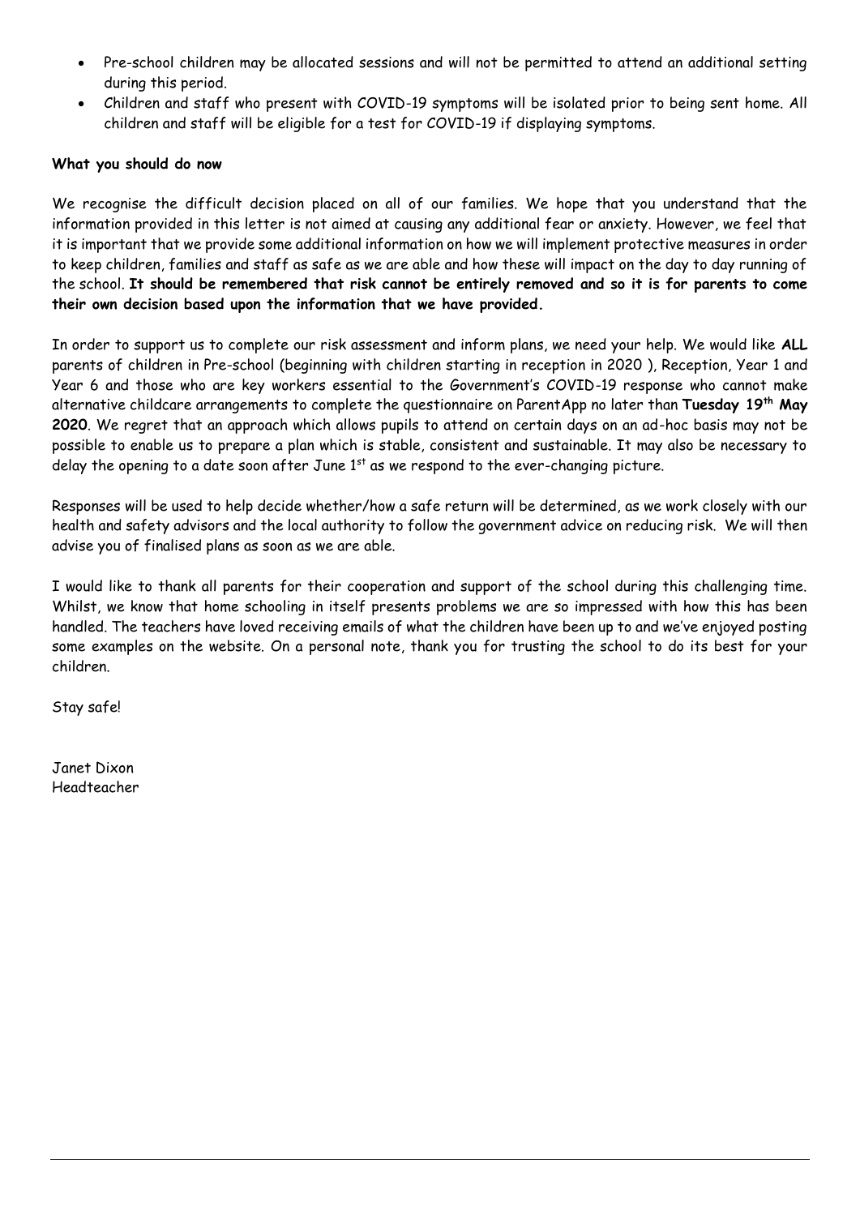- Pre-school children may be allocated sessions and will not be permitted to attend an additional setting during this period.
- Children and staff who present with COVID-19 symptoms will be isolated prior to being sent home. All children and staff will be eligible for a test for COVID-19 if displaying symptoms.

**What you should do now**

We recognise the difficult decision placed on all of our families. We hope that you understand that the information provided in this letter is not aimed at causing any additional fear or anxiety. However, we feel that it is important that we provide some additional information on how we will implement protective measures in order to keep children, families and staff as safe as we are able and how these will impact on the day to day running of the school. **It should be remembered that risk cannot be entirely removed and so it is for parents to come their own decision based upon the information that we have provided.**

In order to support us to complete our risk assessment and inform plans, we need your help. We would like **ALL** parents of children in Pre-school (beginning with children starting in reception in 2020 ), Reception, Year 1 and Year 6 and those who are key workers essential to the Government's COVID-19 response who cannot make alternative childcare arrangements to complete the questionnaire on ParentApp no later than **Tuesday 19th May 2020**. We regret that an approach which allows pupils to attend on certain days on an ad-hoc basis may not be possible to enable us to prepare a plan which is stable, consistent and sustainable. It may also be necessary to delay the opening to a date soon after June 1st as we respond to the ever-changing picture.

Responses will be used to help decide whether/how a safe return will be determined, as we work closely with our health and safety advisors and the local authority to follow the government advice on reducing risk. We will then advise you of finalised plans as soon as we are able.

I would like to thank all parents for their cooperation and support of the school during this challenging time. Whilst, we know that home schooling in itself presents problems we are so impressed with how this has been handled. The teachers have loved receiving emails of what the children have been up to and we've enjoyed posting some examples on the website. On a personal note, thank you for trusting the school to do its best for your children.

Stay safe!

Janet Dixon
Headteacher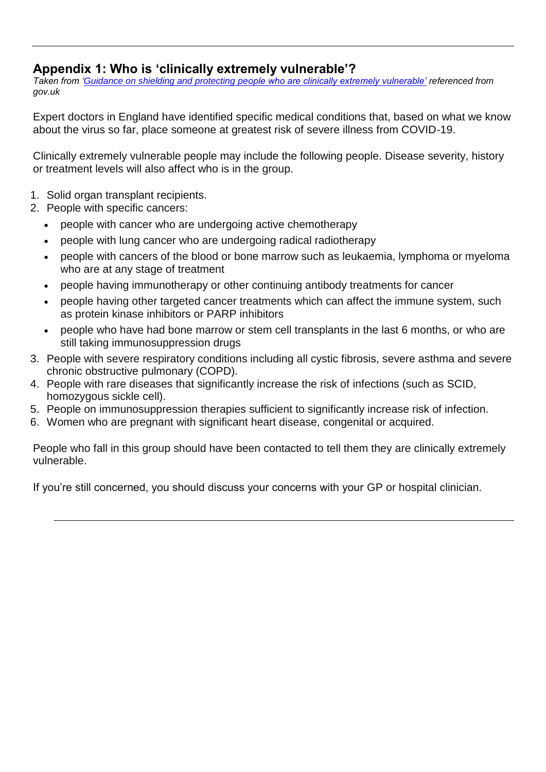## Appendix 1: Who is 'clinically extremely vulnerable'?

*Taken from ['Guidance on shielding and protecting people who are clinically extremely vulnerable'] referenced from gov.uk*

Expert doctors in England have identified specific medical conditions that, based on what we know about the virus so far, place someone at greatest risk of severe illness from COVID-19.

Clinically extremely vulnerable people may include the following people. Disease severity, history or treatment levels will also affect who is in the group.

1. Solid organ transplant recipients.
2. People with specific cancers:
   - people with cancer who are undergoing active chemotherapy
   - people with lung cancer who are undergoing radical radiotherapy
   - people with cancers of the blood or bone marrow such as leukaemia, lymphoma or myeloma who are at any stage of treatment
   - people having immunotherapy or other continuing antibody treatments for cancer
   - people having other targeted cancer treatments which can affect the immune system, such as protein kinase inhibitors or PARP inhibitors
   - people who have had bone marrow or stem cell transplants in the last 6 months, or who are still taking immunosuppression drugs
3. People with severe respiratory conditions including all cystic fibrosis, severe asthma and severe chronic obstructive pulmonary (COPD).
4. People with rare diseases that significantly increase the risk of infections (such as SCID, homozygous sickle cell).
5. People on immunosuppression therapies sufficient to significantly increase risk of infection.
6. Women who are pregnant with significant heart disease, congenital or acquired.

People who fall in this group should have been contacted to tell them they are clinically extremely vulnerable.

If you're still concerned, you should discuss your concerns with your GP or hospital clinician.